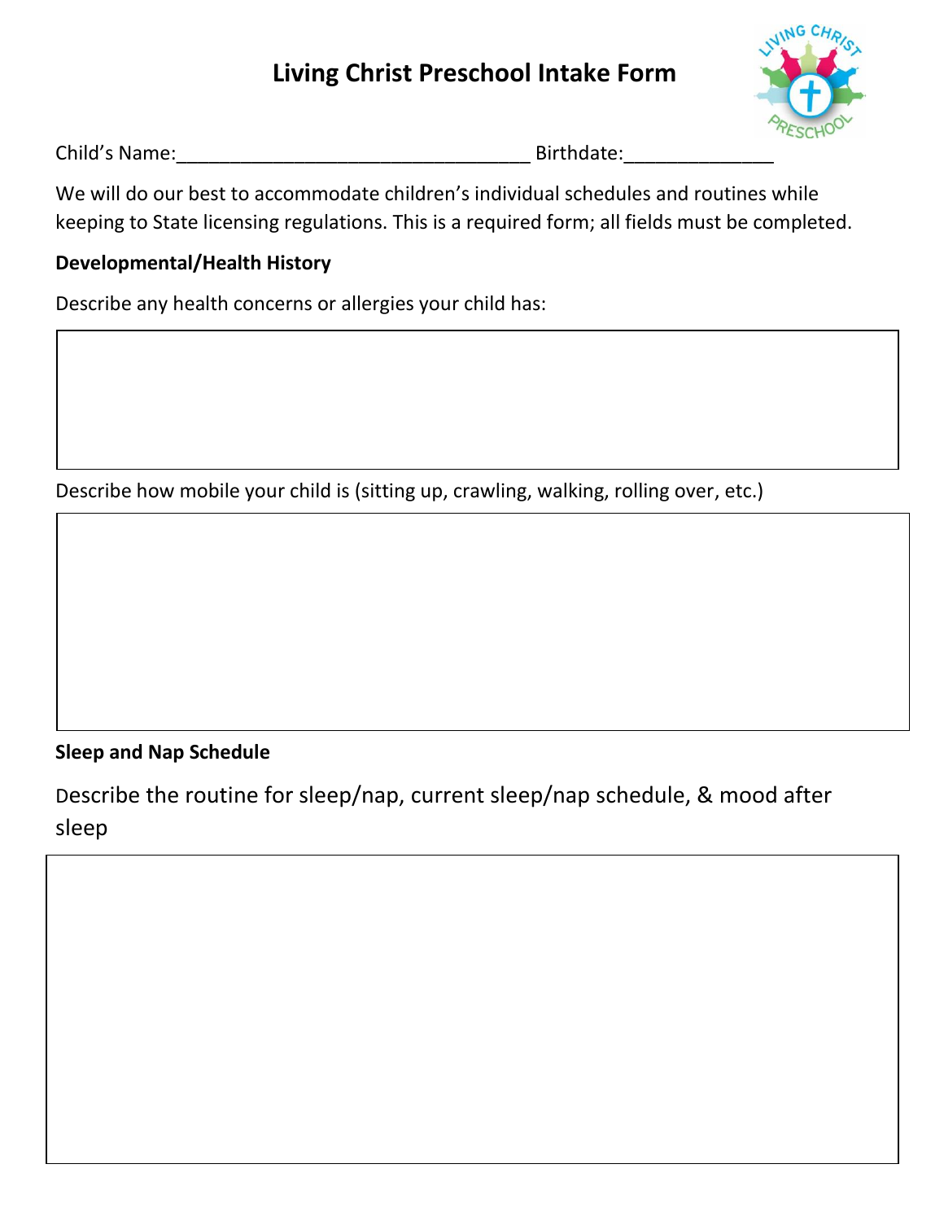# Living Christ Preschool Intake Form

Child's Name:_________________________________ Birthdate:______________

We will do our best to accommodate children's individual schedules and routines while keeping to State licensing regulations. This is a required form; all fields must be completed.

**Developmental/Health History**

Describe any health concerns or allergies your child has:

Describe how mobile your child is (sitting up, crawling, walking, rolling over, etc.)

**Sleep and Nap Schedule**

Describe the routine for sleep/nap, current sleep/nap schedule, & mood after sleep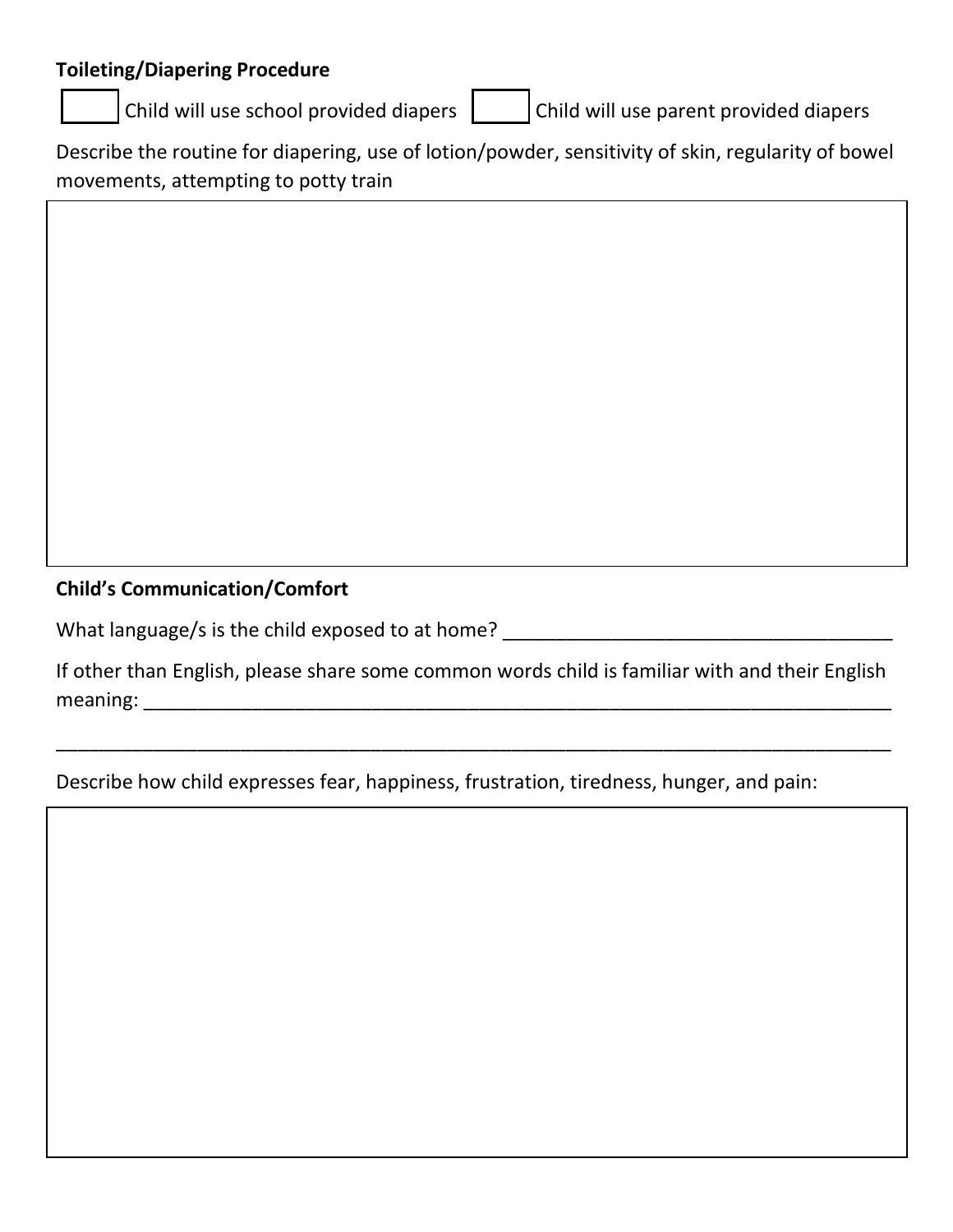**Toileting/Diapering Procedure**

☐ Child will use school provided diapers ☐ Child will use parent provided diapers

Describe the routine for diapering, use of lotion/powder, sensitivity of skin, regularity of bowel movements, attempting to potty train

**Child's Communication/Comfort**

What language/s is the child exposed to at home? ____________________________________

If other than English, please share some common words child is familiar with and their English meaning: ________________________________________________________________________

________________________________________________________________________________

Describe how child expresses fear, happiness, frustration, tiredness, hunger, and pain: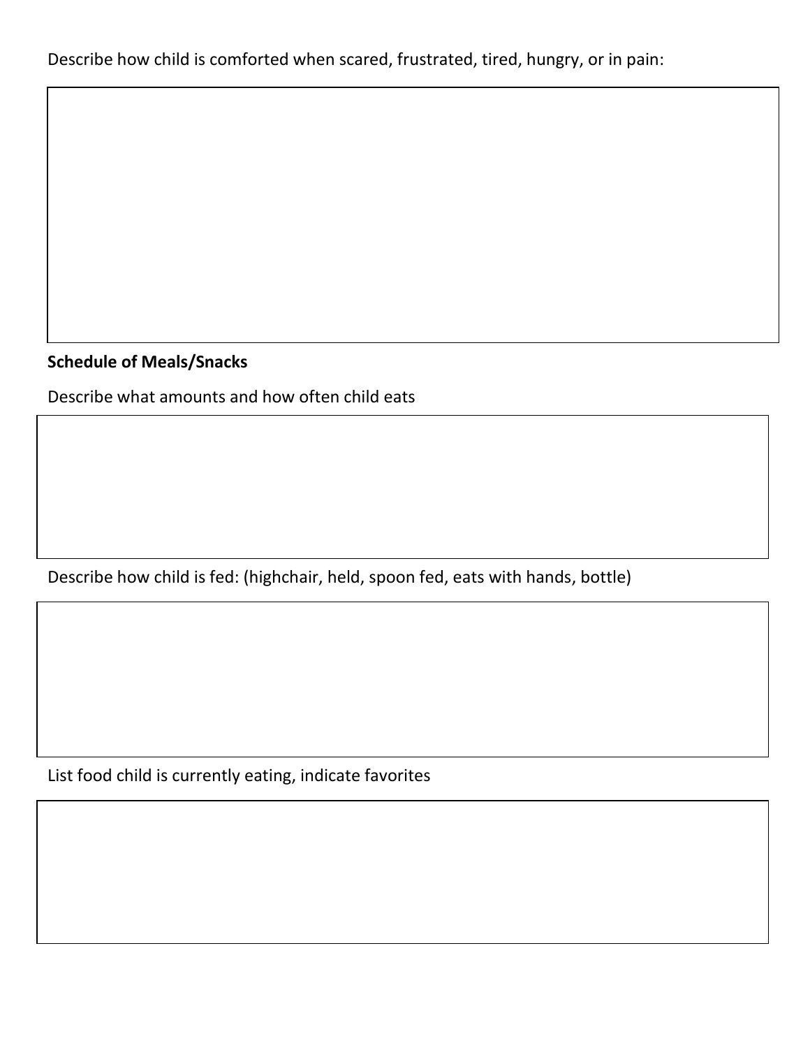Describe how child is comforted when scared, frustrated, tired, hungry, or in pain:

**Schedule of Meals/Snacks**

Describe what amounts and how often child eats

Describe how child is fed: (highchair, held, spoon fed, eats with hands, bottle)

List food child is currently eating, indicate favorites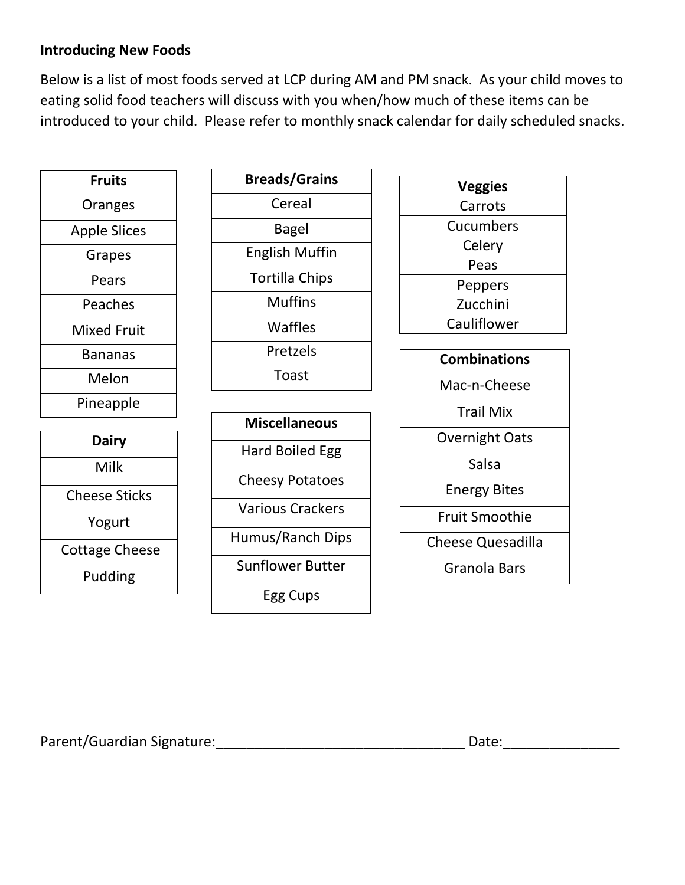**Introducing New Foods**

Below is a list of most foods served at LCP during AM and PM snack. As your child moves to eating solid food teachers will discuss with you when/how much of these items can be introduced to your child. Please refer to monthly snack calendar for daily scheduled snacks.

| Fruits |
|---|
| Oranges |
| Apple Slices |
| Grapes |
| Pears |
| Peaches |
| Mixed Fruit |
| Bananas |
| Melon |
| Pineapple |

| Dairy |
|---|
| Milk |
| Cheese Sticks |
| Yogurt |
| Cottage Cheese |
| Pudding |

| Breads/Grains |
|---|
| Cereal |
| Bagel |
| English Muffin |
| Tortilla Chips |
| Muffins |
| Waffles |
| Pretzels |
| Toast |

| Miscellaneous |
|---|
| Hard Boiled Egg |
| Cheesy Potatoes |
| Various Crackers |
| Humus/Ranch Dips |
| Sunflower Butter |
| Egg Cups |

| Veggies |
|---|
| Carrots |
| Cucumbers |
| Celery |
| Peas |
| Peppers |
| Zucchini |
| Cauliflower |

| Combinations |
|---|
| Mac-n-Cheese |
| Trail Mix |
| Overnight Oats |
| Salsa |
| Energy Bites |
| Fruit Smoothie |
| Cheese Quesadilla |
| Granola Bars |

Parent/Guardian Signature:\_\_\_\_\_\_\_\_\_\_\_\_\_\_\_\_\_\_\_\_\_\_\_\_\_\_\_\_\_\_\_\_\_ Date:\_\_\_\_\_\_\_\_\_\_\_\_\_\_\_